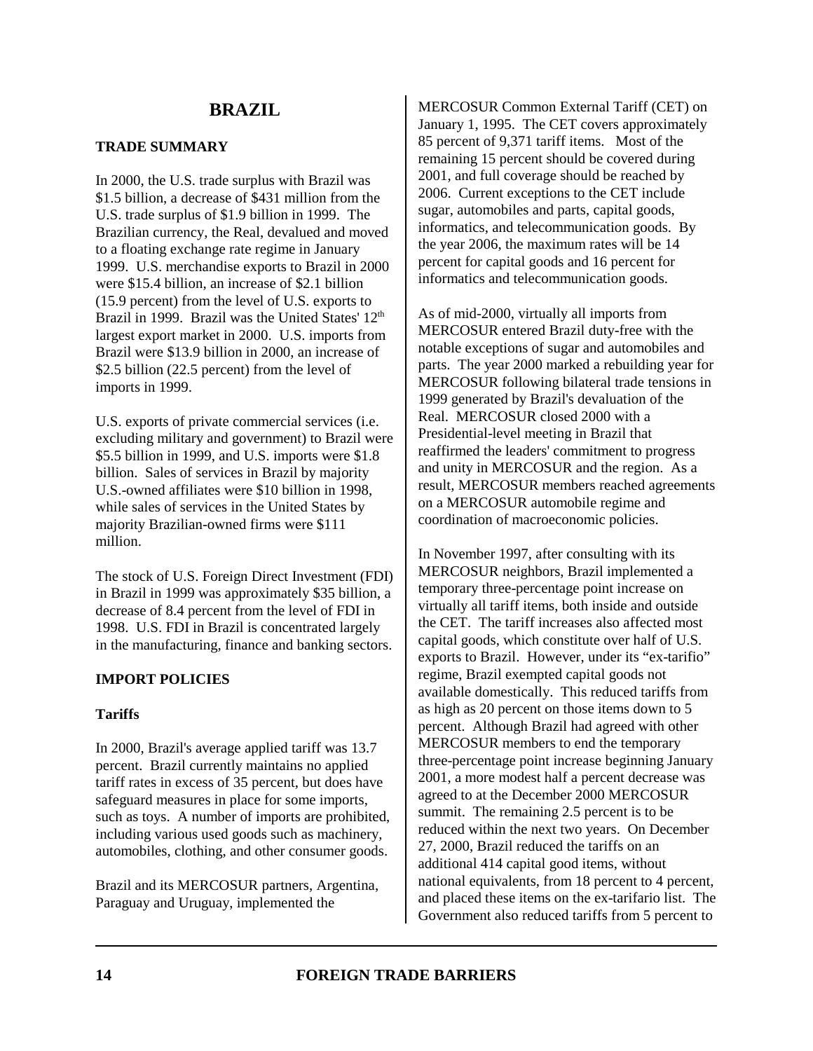# BRAZIL

## TRADE SUMMARY

In 2000, the U.S. trade surplus with Brazil was \$1.5 billion, a decrease of \$431 million from the U.S. trade surplus of \$1.9 billion in 1999. The Brazilian currency, the Real, devalued and moved to a floating exchange rate regime in January 1999. U.S. merchandise exports to Brazil in 2000 were \$15.4 billion, an increase of \$2.1 billion (15.9 percent) from the level of U.S. exports to Brazil in 1999. Brazil was the United States' 12th largest export market in 2000. U.S. imports from Brazil were \$13.9 billion in 2000, an increase of \$2.5 billion (22.5 percent) from the level of imports in 1999.

U.S. exports of private commercial services (i.e. excluding military and government) to Brazil were \$5.5 billion in 1999, and U.S. imports were \$1.8 billion. Sales of services in Brazil by majority U.S.-owned affiliates were \$10 billion in 1998, while sales of services in the United States by majority Brazilian-owned firms were \$111 million.

The stock of U.S. Foreign Direct Investment (FDI) in Brazil in 1999 was approximately \$35 billion, a decrease of 8.4 percent from the level of FDI in 1998. U.S. FDI in Brazil is concentrated largely in the manufacturing, finance and banking sectors.

## IMPORT POLICIES

### Tariffs

In 2000, Brazil's average applied tariff was 13.7 percent. Brazil currently maintains no applied tariff rates in excess of 35 percent, but does have safeguard measures in place for some imports, such as toys. A number of imports are prohibited, including various used goods such as machinery, automobiles, clothing, and other consumer goods.

Brazil and its MERCOSUR partners, Argentina, Paraguay and Uruguay, implemented the MERCOSUR Common External Tariff (CET) on January 1, 1995. The CET covers approximately 85 percent of 9,371 tariff items. Most of the remaining 15 percent should be covered during 2001, and full coverage should be reached by 2006. Current exceptions to the CET include sugar, automobiles and parts, capital goods, informatics, and telecommunication goods. By the year 2006, the maximum rates will be 14 percent for capital goods and 16 percent for informatics and telecommunication goods.

As of mid-2000, virtually all imports from MERCOSUR entered Brazil duty-free with the notable exceptions of sugar and automobiles and parts. The year 2000 marked a rebuilding year for MERCOSUR following bilateral trade tensions in 1999 generated by Brazil's devaluation of the Real. MERCOSUR closed 2000 with a Presidential-level meeting in Brazil that reaffirmed the leaders' commitment to progress and unity in MERCOSUR and the region. As a result, MERCOSUR members reached agreements on a MERCOSUR automobile regime and coordination of macroeconomic policies.

In November 1997, after consulting with its MERCOSUR neighbors, Brazil implemented a temporary three-percentage point increase on virtually all tariff items, both inside and outside the CET. The tariff increases also affected most capital goods, which constitute over half of U.S. exports to Brazil. However, under its "ex-tarifio" regime, Brazil exempted capital goods not available domestically. This reduced tariffs from as high as 20 percent on those items down to 5 percent. Although Brazil had agreed with other MERCOSUR members to end the temporary three-percentage point increase beginning January 2001, a more modest half a percent decrease was agreed to at the December 2000 MERCOSUR summit. The remaining 2.5 percent is to be reduced within the next two years. On December 27, 2000, Brazil reduced the tariffs on an additional 414 capital good items, without national equivalents, from 18 percent to 4 percent, and placed these items on the ex-tarifario list. The Government also reduced tariffs from 5 percent to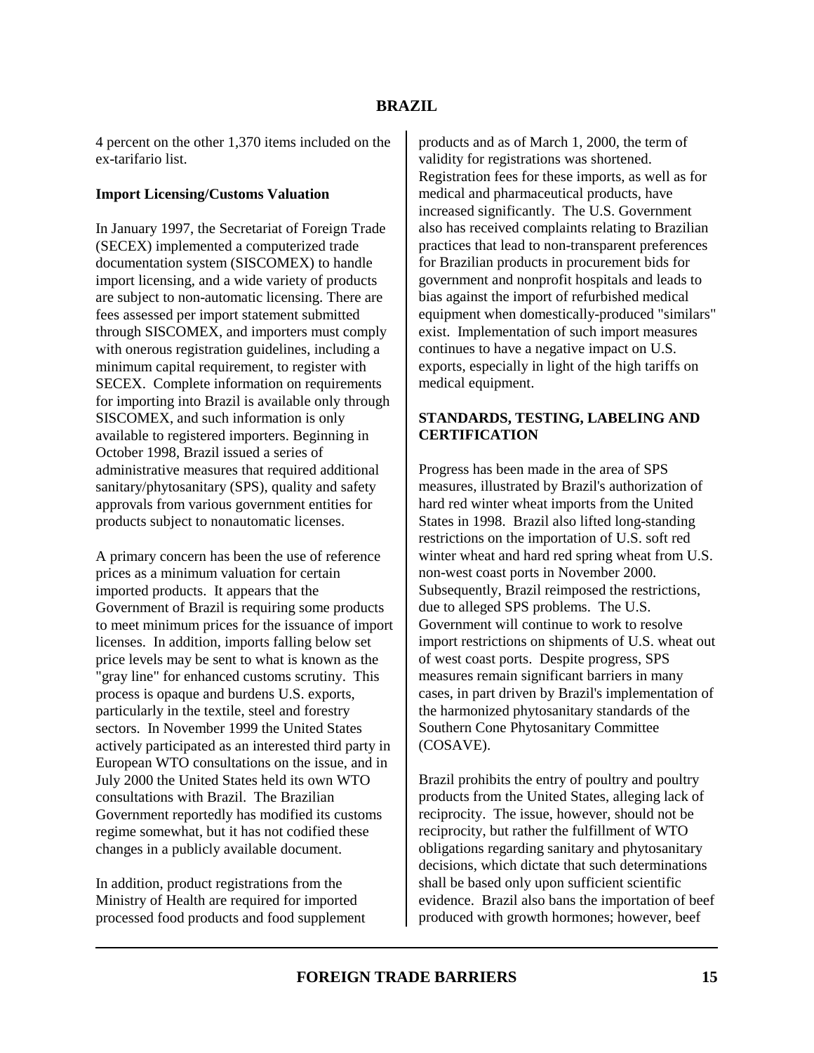4 percent on the other 1,370 items included on the ex-tarifario list.

**Import Licensing/Customs Valuation**

In January 1997, the Secretariat of Foreign Trade (SECEX) implemented a computerized trade documentation system (SISCOMEX) to handle import licensing, and a wide variety of products are subject to non-automatic licensing. There are fees assessed per import statement submitted through SISCOMEX, and importers must comply with onerous registration guidelines, including a minimum capital requirement, to register with SECEX. Complete information on requirements for importing into Brazil is available only through SISCOMEX, and such information is only available to registered importers. Beginning in October 1998, Brazil issued a series of administrative measures that required additional sanitary/phytosanitary (SPS), quality and safety approvals from various government entities for products subject to nonautomatic licenses.

A primary concern has been the use of reference prices as a minimum valuation for certain imported products. It appears that the Government of Brazil is requiring some products to meet minimum prices for the issuance of import licenses. In addition, imports falling below set price levels may be sent to what is known as the "gray line" for enhanced customs scrutiny. This process is opaque and burdens U.S. exports, particularly in the textile, steel and forestry sectors. In November 1999 the United States actively participated as an interested third party in European WTO consultations on the issue, and in July 2000 the United States held its own WTO consultations with Brazil. The Brazilian Government reportedly has modified its customs regime somewhat, but it has not codified these changes in a publicly available document.

In addition, product registrations from the Ministry of Health are required for imported processed food products and food supplement products and as of March 1, 2000, the term of validity for registrations was shortened. Registration fees for these imports, as well as for medical and pharmaceutical products, have increased significantly. The U.S. Government also has received complaints relating to Brazilian practices that lead to non-transparent preferences for Brazilian products in procurement bids for government and nonprofit hospitals and leads to bias against the import of refurbished medical equipment when domestically-produced "similars" exist. Implementation of such import measures continues to have a negative impact on U.S. exports, especially in light of the high tariffs on medical equipment.

## STANDARDS, TESTING, LABELING AND CERTIFICATION

Progress has been made in the area of SPS measures, illustrated by Brazil's authorization of hard red winter wheat imports from the United States in 1998. Brazil also lifted long-standing restrictions on the importation of U.S. soft red winter wheat and hard red spring wheat from U.S. non-west coast ports in November 2000. Subsequently, Brazil reimposed the restrictions, due to alleged SPS problems. The U.S. Government will continue to work to resolve import restrictions on shipments of U.S. wheat out of west coast ports. Despite progress, SPS measures remain significant barriers in many cases, in part driven by Brazil's implementation of the harmonized phytosanitary standards of the Southern Cone Phytosanitary Committee (COSAVE).

Brazil prohibits the entry of poultry and poultry products from the United States, alleging lack of reciprocity. The issue, however, should not be reciprocity, but rather the fulfillment of WTO obligations regarding sanitary and phytosanitary decisions, which dictate that such determinations shall be based only upon sufficient scientific evidence. Brazil also bans the importation of beef produced with growth hormones; however, beef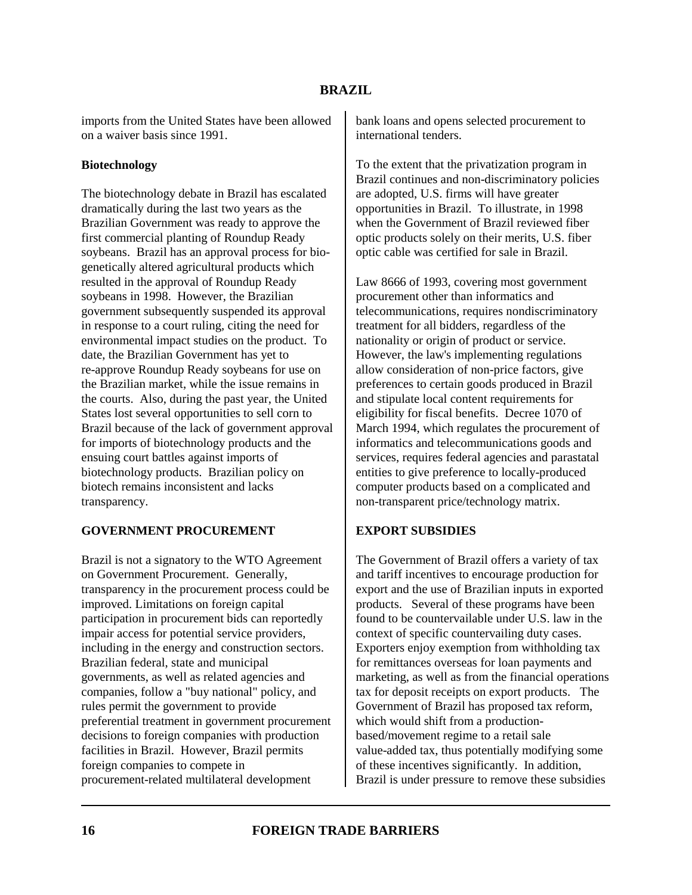imports from the United States have been allowed on a waiver basis since 1991.

**Biotechnology**

The biotechnology debate in Brazil has escalated dramatically during the last two years as the Brazilian Government was ready to approve the first commercial planting of Roundup Ready soybeans. Brazil has an approval process for bio-genetically altered agricultural products which resulted in the approval of Roundup Ready soybeans in 1998. However, the Brazilian government subsequently suspended its approval in response to a court ruling, citing the need for environmental impact studies on the product. To date, the Brazilian Government has yet to re-approve Roundup Ready soybeans for use on the Brazilian market, while the issue remains in the courts. Also, during the past year, the United States lost several opportunities to sell corn to Brazil because of the lack of government approval for imports of biotechnology products and the ensuing court battles against imports of biotechnology products. Brazilian policy on biotech remains inconsistent and lacks transparency.

## GOVERNMENT PROCUREMENT

Brazil is not a signatory to the WTO Agreement on Government Procurement. Generally, transparency in the procurement process could be improved. Limitations on foreign capital participation in procurement bids can reportedly impair access for potential service providers, including in the energy and construction sectors. Brazilian federal, state and municipal governments, as well as related agencies and companies, follow a "buy national" policy, and rules permit the government to provide preferential treatment in government procurement decisions to foreign companies with production facilities in Brazil. However, Brazil permits foreign companies to compete in procurement-related multilateral development bank loans and opens selected procurement to international tenders.

To the extent that the privatization program in Brazil continues and non-discriminatory policies are adopted, U.S. firms will have greater opportunities in Brazil. To illustrate, in 1998 when the Government of Brazil reviewed fiber optic products solely on their merits, U.S. fiber optic cable was certified for sale in Brazil.

Law 8666 of 1993, covering most government procurement other than informatics and telecommunications, requires nondiscriminatory treatment for all bidders, regardless of the nationality or origin of product or service. However, the law's implementing regulations allow consideration of non-price factors, give preferences to certain goods produced in Brazil and stipulate local content requirements for eligibility for fiscal benefits. Decree 1070 of March 1994, which regulates the procurement of informatics and telecommunications goods and services, requires federal agencies and parastatal entities to give preference to locally-produced computer products based on a complicated and non-transparent price/technology matrix.

## EXPORT SUBSIDIES

The Government of Brazil offers a variety of tax and tariff incentives to encourage production for export and the use of Brazilian inputs in exported products. Several of these programs have been found to be countervailable under U.S. law in the context of specific countervailing duty cases. Exporters enjoy exemption from withholding tax for remittances overseas for loan payments and marketing, as well as from the financial operations tax for deposit receipts on export products. The Government of Brazil has proposed tax reform, which would shift from a production-based/movement regime to a retail sale value-added tax, thus potentially modifying some of these incentives significantly. In addition, Brazil is under pressure to remove these subsidies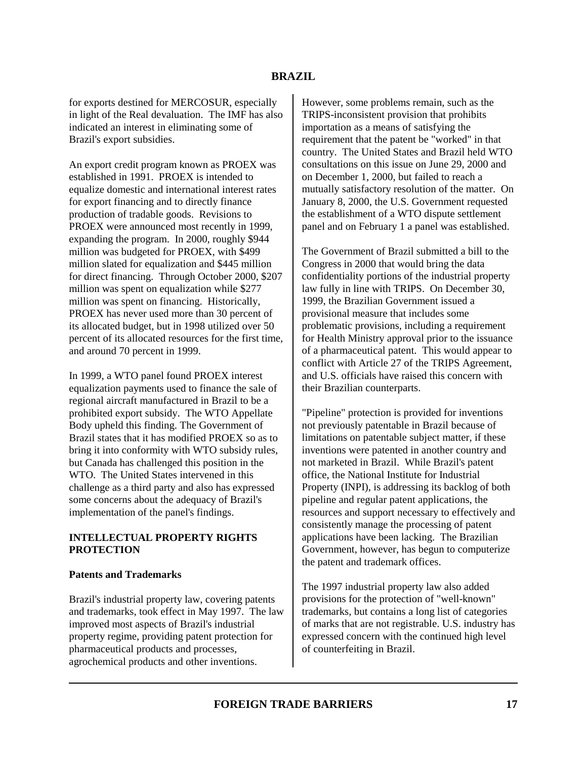for exports destined for MERCOSUR, especially in light of the Real devaluation. The IMF has also indicated an interest in eliminating some of Brazil's export subsidies.

An export credit program known as PROEX was established in 1991. PROEX is intended to equalize domestic and international interest rates for export financing and to directly finance production of tradable goods. Revisions to PROEX were announced most recently in 1999, expanding the program. In 2000, roughly $944 million was budgeted for PROEX, with $499 million slated for equalization and $445 million for direct financing. Through October 2000, $207 million was spent on equalization while $277 million was spent on financing. Historically, PROEX has never used more than 30 percent of its allocated budget, but in 1998 utilized over 50 percent of its allocated resources for the first time, and around 70 percent in 1999.

In 1999, a WTO panel found PROEX interest equalization payments used to finance the sale of regional aircraft manufactured in Brazil to be a prohibited export subsidy. The WTO Appellate Body upheld this finding. The Government of Brazil states that it has modified PROEX so as to bring it into conformity with WTO subsidy rules, but Canada has challenged this position in the WTO. The United States intervened in this challenge as a third party and also has expressed some concerns about the adequacy of Brazil's implementation of the panel's findings.

## INTELLECTUAL PROPERTY RIGHTS PROTECTION

### Patents and Trademarks

Brazil's industrial property law, covering patents and trademarks, took effect in May 1997. The law improved most aspects of Brazil's industrial property regime, providing patent protection for pharmaceutical products and processes, agrochemical products and other inventions. However, some problems remain, such as the TRIPS-inconsistent provision that prohibits importation as a means of satisfying the requirement that the patent be "worked" in that country. The United States and Brazil held WTO consultations on this issue on June 29, 2000 and on December 1, 2000, but failed to reach a mutually satisfactory resolution of the matter. On January 8, 2000, the U.S. Government requested the establishment of a WTO dispute settlement panel and on February 1 a panel was established.

The Government of Brazil submitted a bill to the Congress in 2000 that would bring the data confidentiality portions of the industrial property law fully in line with TRIPS. On December 30, 1999, the Brazilian Government issued a provisional measure that includes some problematic provisions, including a requirement for Health Ministry approval prior to the issuance of a pharmaceutical patent. This would appear to conflict with Article 27 of the TRIPS Agreement, and U.S. officials have raised this concern with their Brazilian counterparts.

"Pipeline" protection is provided for inventions not previously patentable in Brazil because of limitations on patentable subject matter, if these inventions were patented in another country and not marketed in Brazil. While Brazil's patent office, the National Institute for Industrial Property (INPI), is addressing its backlog of both pipeline and regular patent applications, the resources and support necessary to effectively and consistently manage the processing of patent applications have been lacking. The Brazilian Government, however, has begun to computerize the patent and trademark offices.

The 1997 industrial property law also added provisions for the protection of "well-known" trademarks, but contains a long list of categories of marks that are not registrable. U.S. industry has expressed concern with the continued high level of counterfeiting in Brazil.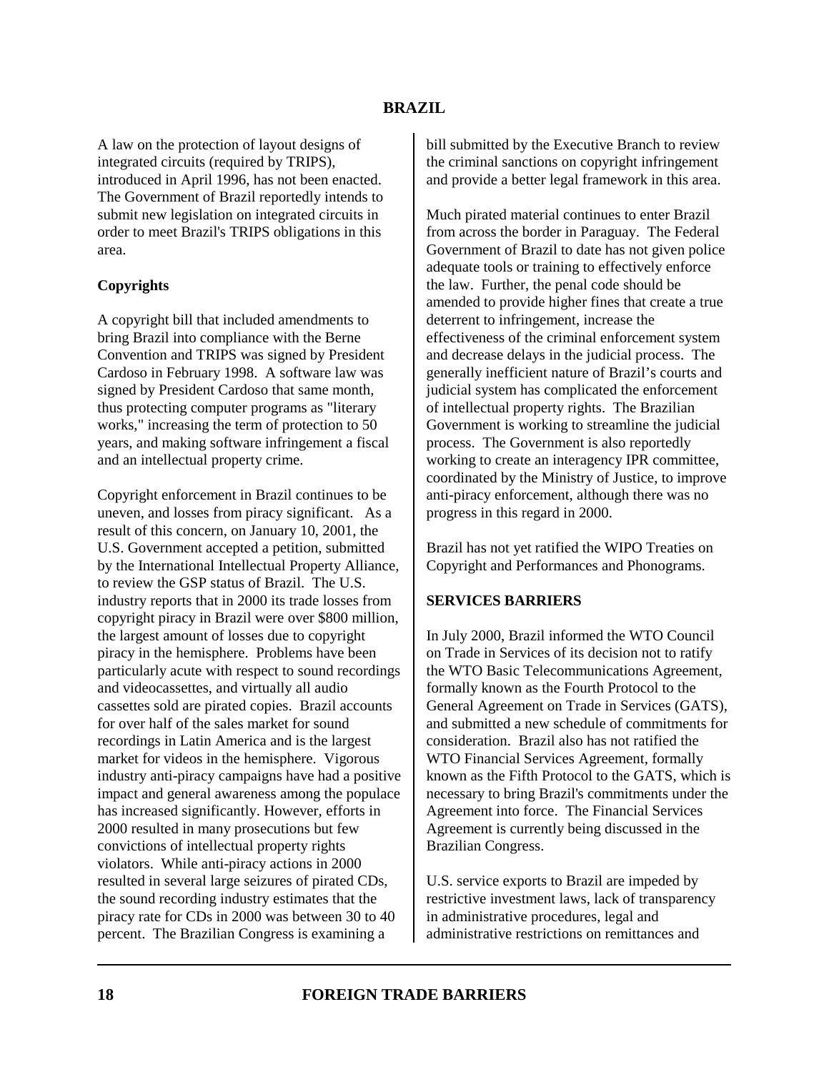A law on the protection of layout designs of integrated circuits (required by TRIPS), introduced in April 1996, has not been enacted. The Government of Brazil reportedly intends to submit new legislation on integrated circuits in order to meet Brazil's TRIPS obligations in this area.

### Copyrights

A copyright bill that included amendments to bring Brazil into compliance with the Berne Convention and TRIPS was signed by President Cardoso in February 1998. A software law was signed by President Cardoso that same month, thus protecting computer programs as "literary works," increasing the term of protection to 50 years, and making software infringement a fiscal and an intellectual property crime.

Copyright enforcement in Brazil continues to be uneven, and losses from piracy significant. As a result of this concern, on January 10, 2001, the U.S. Government accepted a petition, submitted by the International Intellectual Property Alliance, to review the GSP status of Brazil. The U.S. industry reports that in 2000 its trade losses from copyright piracy in Brazil were over $800 million, the largest amount of losses due to copyright piracy in the hemisphere. Problems have been particularly acute with respect to sound recordings and videocassettes, and virtually all audio cassettes sold are pirated copies. Brazil accounts for over half of the sales market for sound recordings in Latin America and is the largest market for videos in the hemisphere. Vigorous industry anti-piracy campaigns have had a positive impact and general awareness among the populace has increased significantly. However, efforts in 2000 resulted in many prosecutions but few convictions of intellectual property rights violators. While anti-piracy actions in 2000 resulted in several large seizures of pirated CDs, the sound recording industry estimates that the piracy rate for CDs in 2000 was between 30 to 40 percent. The Brazilian Congress is examining a bill submitted by the Executive Branch to review the criminal sanctions on copyright infringement and provide a better legal framework in this area.

Much pirated material continues to enter Brazil from across the border in Paraguay. The Federal Government of Brazil to date has not given police adequate tools or training to effectively enforce the law. Further, the penal code should be amended to provide higher fines that create a true deterrent to infringement, increase the effectiveness of the criminal enforcement system and decrease delays in the judicial process. The generally inefficient nature of Brazil's courts and judicial system has complicated the enforcement of intellectual property rights. The Brazilian Government is working to streamline the judicial process. The Government is also reportedly working to create an interagency IPR committee, coordinated by the Ministry of Justice, to improve anti-piracy enforcement, although there was no progress in this regard in 2000.

Brazil has not yet ratified the WIPO Treaties on Copyright and Performances and Phonograms.

## SERVICES BARRIERS

In July 2000, Brazil informed the WTO Council on Trade in Services of its decision not to ratify the WTO Basic Telecommunications Agreement, formally known as the Fourth Protocol to the General Agreement on Trade in Services (GATS), and submitted a new schedule of commitments for consideration. Brazil also has not ratified the WTO Financial Services Agreement, formally known as the Fifth Protocol to the GATS, which is necessary to bring Brazil's commitments under the Agreement into force. The Financial Services Agreement is currently being discussed in the Brazilian Congress.

U.S. service exports to Brazil are impeded by restrictive investment laws, lack of transparency in administrative procedures, legal and administrative restrictions on remittances and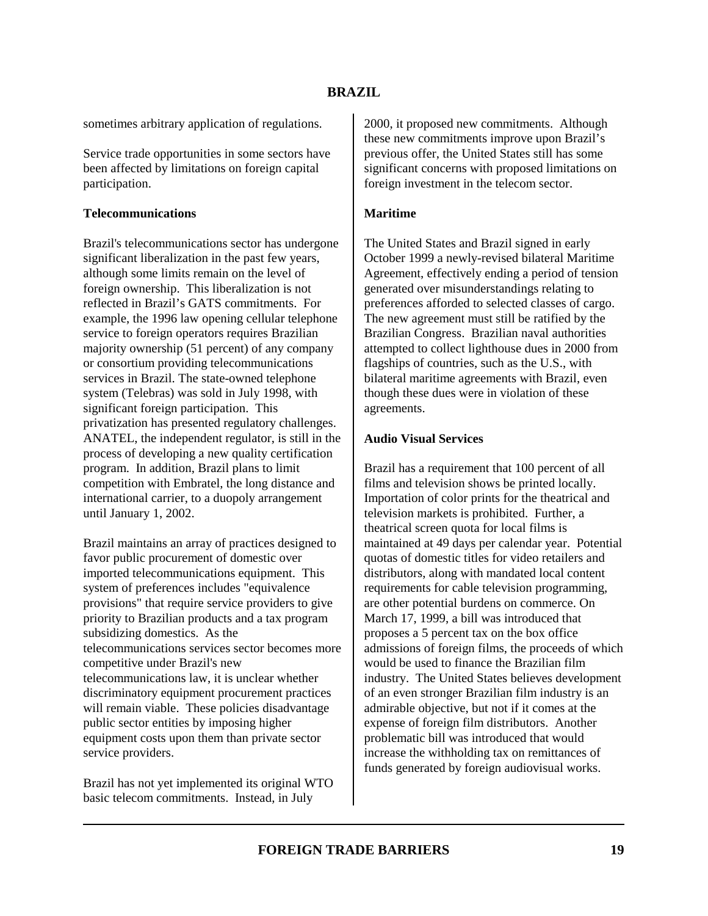sometimes arbitrary application of regulations.

Service trade opportunities in some sectors have been affected by limitations on foreign capital participation.

**Telecommunications**

Brazil's telecommunications sector has undergone significant liberalization in the past few years, although some limits remain on the level of foreign ownership. This liberalization is not reflected in Brazil's GATS commitments. For example, the 1996 law opening cellular telephone service to foreign operators requires Brazilian majority ownership (51 percent) of any company or consortium providing telecommunications services in Brazil. The state-owned telephone system (Telebras) was sold in July 1998, with significant foreign participation. This privatization has presented regulatory challenges. ANATEL, the independent regulator, is still in the process of developing a new quality certification program. In addition, Brazil plans to limit competition with Embratel, the long distance and international carrier, to a duopoly arrangement until January 1, 2002.

Brazil maintains an array of practices designed to favor public procurement of domestic over imported telecommunications equipment. This system of preferences includes "equivalence provisions" that require service providers to give priority to Brazilian products and a tax program subsidizing domestics. As the telecommunications services sector becomes more competitive under Brazil's new telecommunications law, it is unclear whether discriminatory equipment procurement practices will remain viable. These policies disadvantage public sector entities by imposing higher equipment costs upon them than private sector service providers.

Brazil has not yet implemented its original WTO basic telecom commitments. Instead, in July 2000, it proposed new commitments. Although these new commitments improve upon Brazil's previous offer, the United States still has some significant concerns with proposed limitations on foreign investment in the telecom sector.

**Maritime**

The United States and Brazil signed in early October 1999 a newly-revised bilateral Maritime Agreement, effectively ending a period of tension generated over misunderstandings relating to preferences afforded to selected classes of cargo. The new agreement must still be ratified by the Brazilian Congress. Brazilian naval authorities attempted to collect lighthouse dues in 2000 from flagships of countries, such as the U.S., with bilateral maritime agreements with Brazil, even though these dues were in violation of these agreements.

**Audio Visual Services**

Brazil has a requirement that 100 percent of all films and television shows be printed locally. Importation of color prints for the theatrical and television markets is prohibited. Further, a theatrical screen quota for local films is maintained at 49 days per calendar year. Potential quotas of domestic titles for video retailers and distributors, along with mandated local content requirements for cable television programming, are other potential burdens on commerce. On March 17, 1999, a bill was introduced that proposes a 5 percent tax on the box office admissions of foreign films, the proceeds of which would be used to finance the Brazilian film industry. The United States believes development of an even stronger Brazilian film industry is an admirable objective, but not if it comes at the expense of foreign film distributors. Another problematic bill was introduced that would increase the withholding tax on remittances of funds generated by foreign audiovisual works.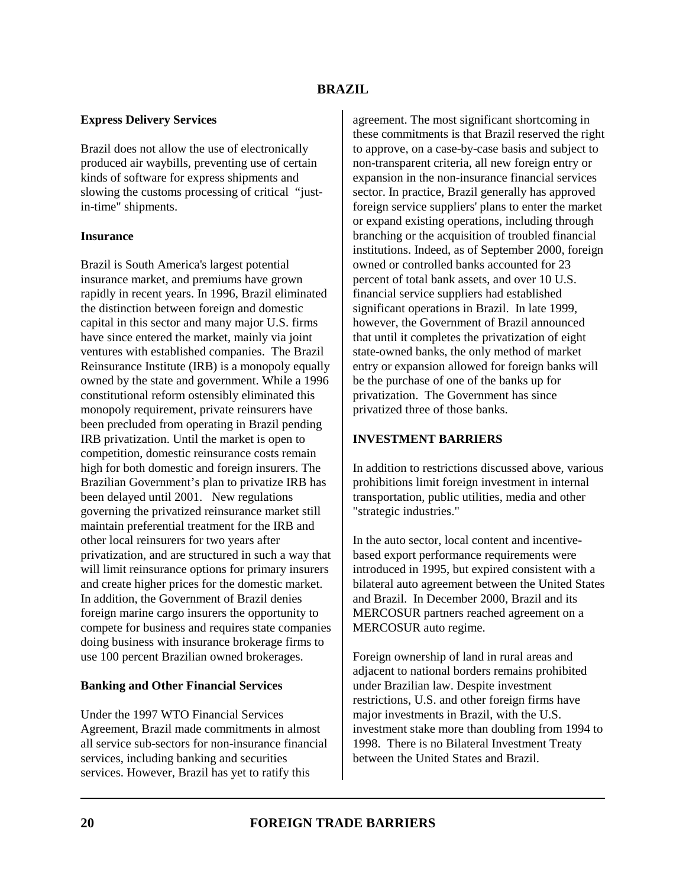### Express Delivery Services

Brazil does not allow the use of electronically produced air waybills, preventing use of certain kinds of software for express shipments and slowing the customs processing of critical "just-in-time" shipments.

### Insurance

Brazil is South America's largest potential insurance market, and premiums have grown rapidly in recent years. In 1996, Brazil eliminated the distinction between foreign and domestic capital in this sector and many major U.S. firms have since entered the market, mainly via joint ventures with established companies. The Brazil Reinsurance Institute (IRB) is a monopoly equally owned by the state and government. While a 1996 constitutional reform ostensibly eliminated this monopoly requirement, private reinsurers have been precluded from operating in Brazil pending IRB privatization. Until the market is open to competition, domestic reinsurance costs remain high for both domestic and foreign insurers. The Brazilian Government's plan to privatize IRB has been delayed until 2001. New regulations governing the privatized reinsurance market still maintain preferential treatment for the IRB and other local reinsurers for two years after privatization, and are structured in such a way that will limit reinsurance options for primary insurers and create higher prices for the domestic market. In addition, the Government of Brazil denies foreign marine cargo insurers the opportunity to compete for business and requires state companies doing business with insurance brokerage firms to use 100 percent Brazilian owned brokerages.

### Banking and Other Financial Services

Under the 1997 WTO Financial Services Agreement, Brazil made commitments in almost all service sub-sectors for non-insurance financial services, including banking and securities services. However, Brazil has yet to ratify this agreement. The most significant shortcoming in these commitments is that Brazil reserved the right to approve, on a case-by-case basis and subject to non-transparent criteria, all new foreign entry or expansion in the non-insurance financial services sector. In practice, Brazil generally has approved foreign service suppliers' plans to enter the market or expand existing operations, including through branching or the acquisition of troubled financial institutions. Indeed, as of September 2000, foreign owned or controlled banks accounted for 23 percent of total bank assets, and over 10 U.S. financial service suppliers had established significant operations in Brazil. In late 1999, however, the Government of Brazil announced that until it completes the privatization of eight state-owned banks, the only method of market entry or expansion allowed for foreign banks will be the purchase of one of the banks up for privatization. The Government has since privatized three of those banks.

## INVESTMENT BARRIERS

In addition to restrictions discussed above, various prohibitions limit foreign investment in internal transportation, public utilities, media and other "strategic industries."

In the auto sector, local content and incentive-based export performance requirements were introduced in 1995, but expired consistent with a bilateral auto agreement between the United States and Brazil. In December 2000, Brazil and its MERCOSUR partners reached agreement on a MERCOSUR auto regime.

Foreign ownership of land in rural areas and adjacent to national borders remains prohibited under Brazilian law. Despite investment restrictions, U.S. and other foreign firms have major investments in Brazil, with the U.S. investment stake more than doubling from 1994 to 1998. There is no Bilateral Investment Treaty between the United States and Brazil.